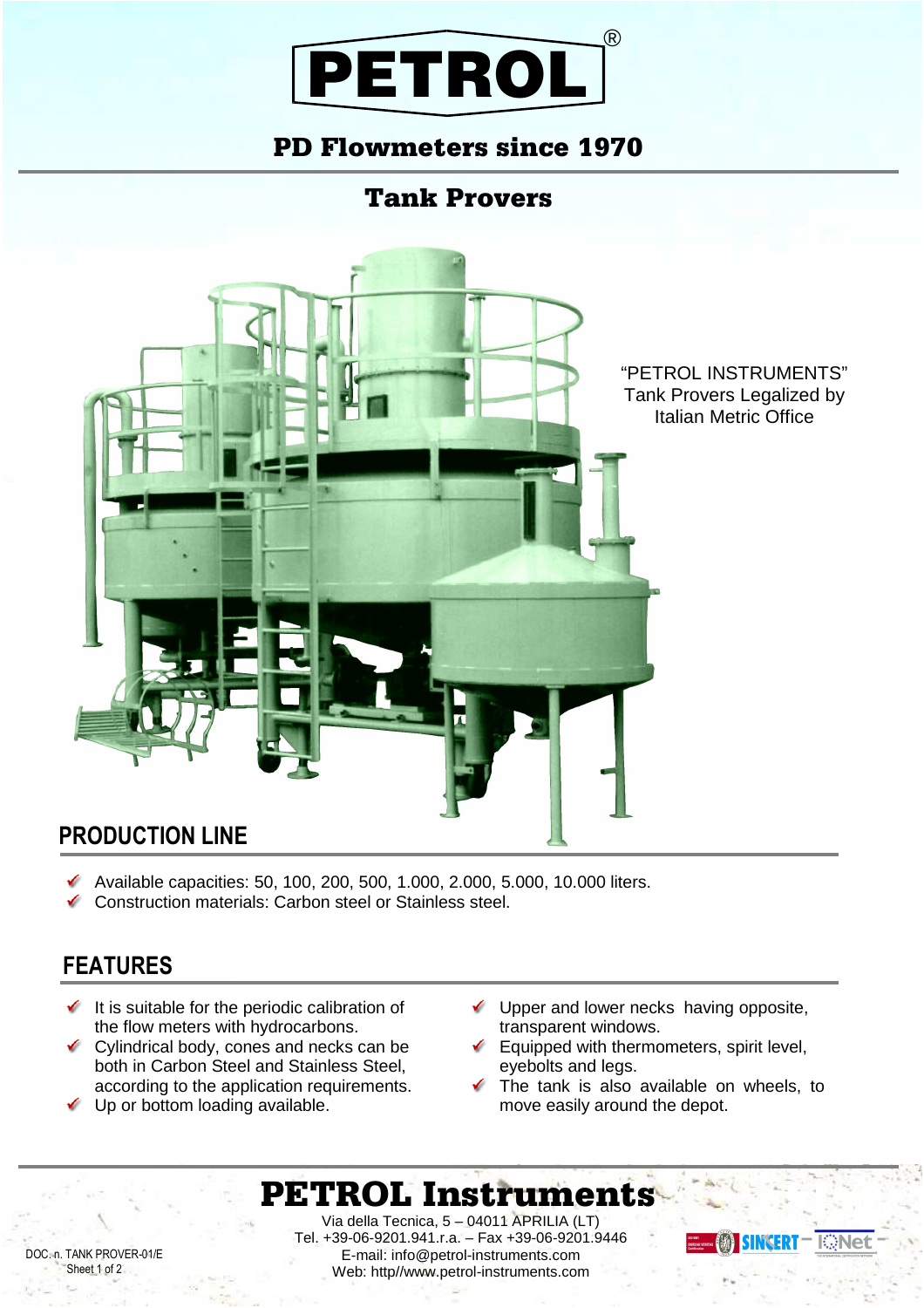# PETROL®

## PD Flowmeters since 1970

## Tank Provers

"PETROL INSTRUMENTS" Tank Provers Legalized by Italian Metric Office

## PRODUCTION LINE

- Available capacities: 50, 100, 200, 500, 1.000, 2.000, 5.000, 10.000 liters.
- Construction materials: Carbon steel or Stainless steel.

## FEATURES

- It is suitable for the periodic calibration of the flow meters with hydrocarbons.
- Cylindrical body, cones and necks can be both in Carbon Steel and Stainless Steel, according to the application requirements.
- Up or bottom loading available.
- Upper and lower necks having opposite, transparent windows.
- Equipped with thermometers, spirit level, eyebolts and legs.
- The tank is also available on wheels, to move easily around the depot.

**PETROL Instruments**

Via della Tecnica, 5 – 04011 APRILIA (LT)
Tel. +39-06-9201.941.r.a. – Fax +39-06-9201.9446
E-mail: info@petrol-instruments.com
Web: http//www.petrol-instruments.com

DOC. n. TANK PROVER-01/E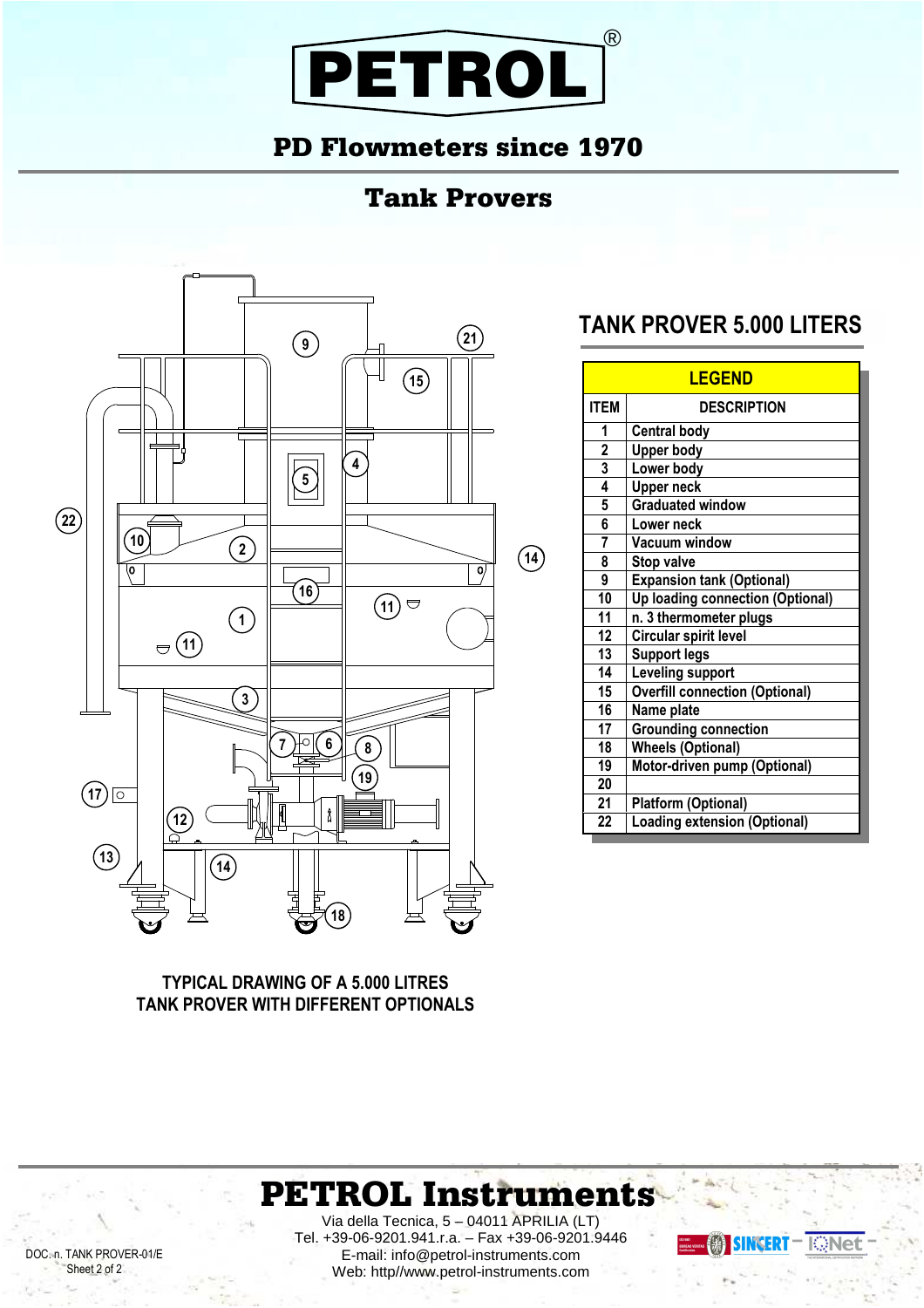# PETROL®

## PD Flowmeters since 1970

## Tank Provers

## TANK PROVER 5.000 LITERS

| LEGEND | |
|---|---|
| ITEM | DESCRIPTION |
| 1 | Central body |
| 2 | Upper body |
| 3 | Lower body |
| 4 | Upper neck |
| 5 | Graduated window |
| 6 | Lower neck |
| 7 | Vacuum window |
| 8 | Stop valve |
| 9 | Expansion tank (Optional) |
| 10 | Up loading connection (Optional) |
| 11 | n. 3 thermometer plugs |
| 12 | Circular spirit level |
| 13 | Support legs |
| 14 | Leveling support |
| 15 | Overfill connection (Optional) |
| 16 | Name plate |
| 17 | Grounding connection |
| 18 | Wheels (Optional) |
| 19 | Motor-driven pump (Optional) |
| 20 | |
| 21 | Platform (Optional) |
| 22 | Loading extension (Optional) |

22 10 2 9 21 15 5 4 14 16 11 1 11 3 7 6 8 19 17 12 13 14 18

TYPICAL DRAWING OF A 5.000 LITRES
TANK PROVER WITH DIFFERENT OPTIONALS

**PETROL Instruments**

Via della Tecnica, 5 – 04011 APRILIA (LT)
Tel. +39-06-9201.941.r.a. – Fax +39-06-9201.9446
E-mail: info@petrol-instruments.com
Web: http//www.petrol-instruments.com

DOC. n. TANK PROVER-01/E